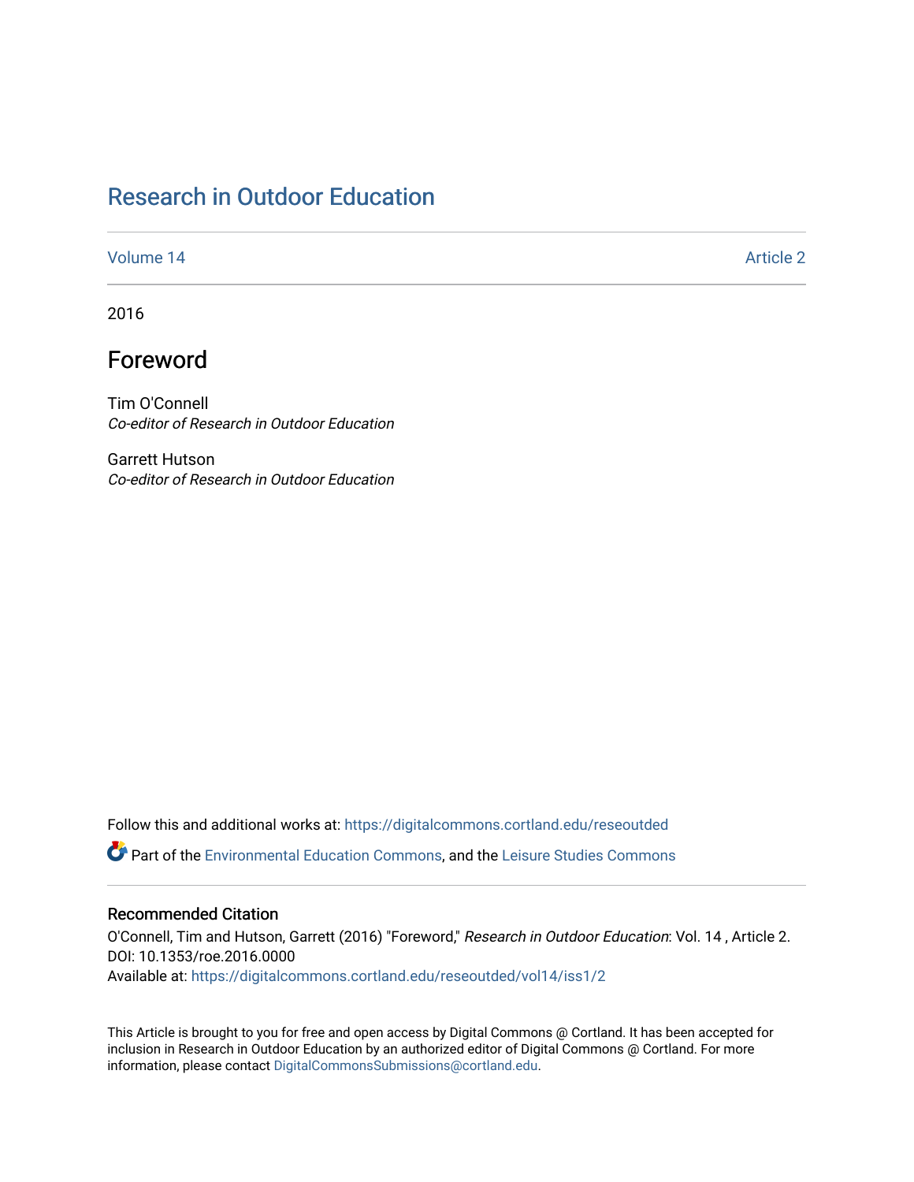# Research in Outdoor Education

Volume 14 Article 2

2016

## Foreword

Tim O'Connell
*Co-editor of Research in Outdoor Education*

Garrett Hutson
*Co-editor of Research in Outdoor Education*

Follow this and additional works at: https://digitalcommons.cortland.edu/reseoutded

Part of the Environmental Education Commons, and the Leisure Studies Commons

### Recommended Citation

O'Connell, Tim and Hutson, Garrett (2016) "Foreword," *Research in Outdoor Education*: Vol. 14 , Article 2.
DOI: 10.1353/roe.2016.0000
Available at: https://digitalcommons.cortland.edu/reseoutded/vol14/iss1/2

This Article is brought to you for free and open access by Digital Commons @ Cortland. It has been accepted for inclusion in Research in Outdoor Education by an authorized editor of Digital Commons @ Cortland. For more information, please contact DigitalCommonsSubmissions@cortland.edu.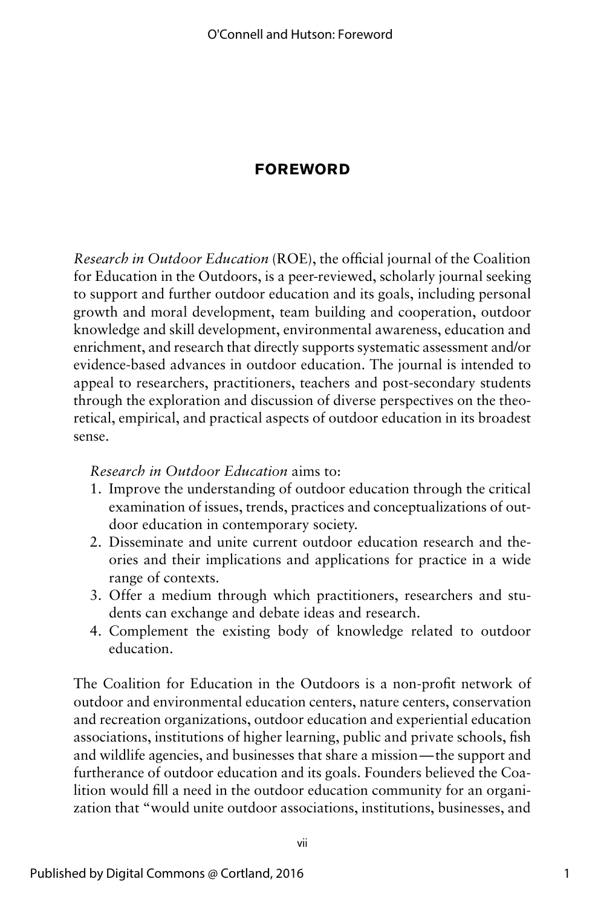# FOREWORD

*Research in Outdoor Education* (ROE), the official journal of the Coalition for Education in the Outdoors, is a peer-reviewed, scholarly journal seeking to support and further outdoor education and its goals, including personal growth and moral development, team building and cooperation, outdoor knowledge and skill development, environmental awareness, education and enrichment, and research that directly supports systematic assessment and/or evidence-based advances in outdoor education. The journal is intended to appeal to researchers, practitioners, teachers and post-secondary students through the exploration and discussion of diverse perspectives on the theoretical, empirical, and practical aspects of outdoor education in its broadest sense.

*Research in Outdoor Education* aims to:

1. Improve the understanding of outdoor education through the critical examination of issues, trends, practices and conceptualizations of outdoor education in contemporary society.
2. Disseminate and unite current outdoor education research and theories and their implications and applications for practice in a wide range of contexts.
3. Offer a medium through which practitioners, researchers and students can exchange and debate ideas and research.
4. Complement the existing body of knowledge related to outdoor education.

The Coalition for Education in the Outdoors is a non-profit network of outdoor and environmental education centers, nature centers, conservation and recreation organizations, outdoor education and experiential education associations, institutions of higher learning, public and private schools, fish and wildlife agencies, and businesses that share a mission—the support and furtherance of outdoor education and its goals. Founders believed the Coalition would fill a need in the outdoor education community for an organization that "would unite outdoor associations, institutions, businesses, and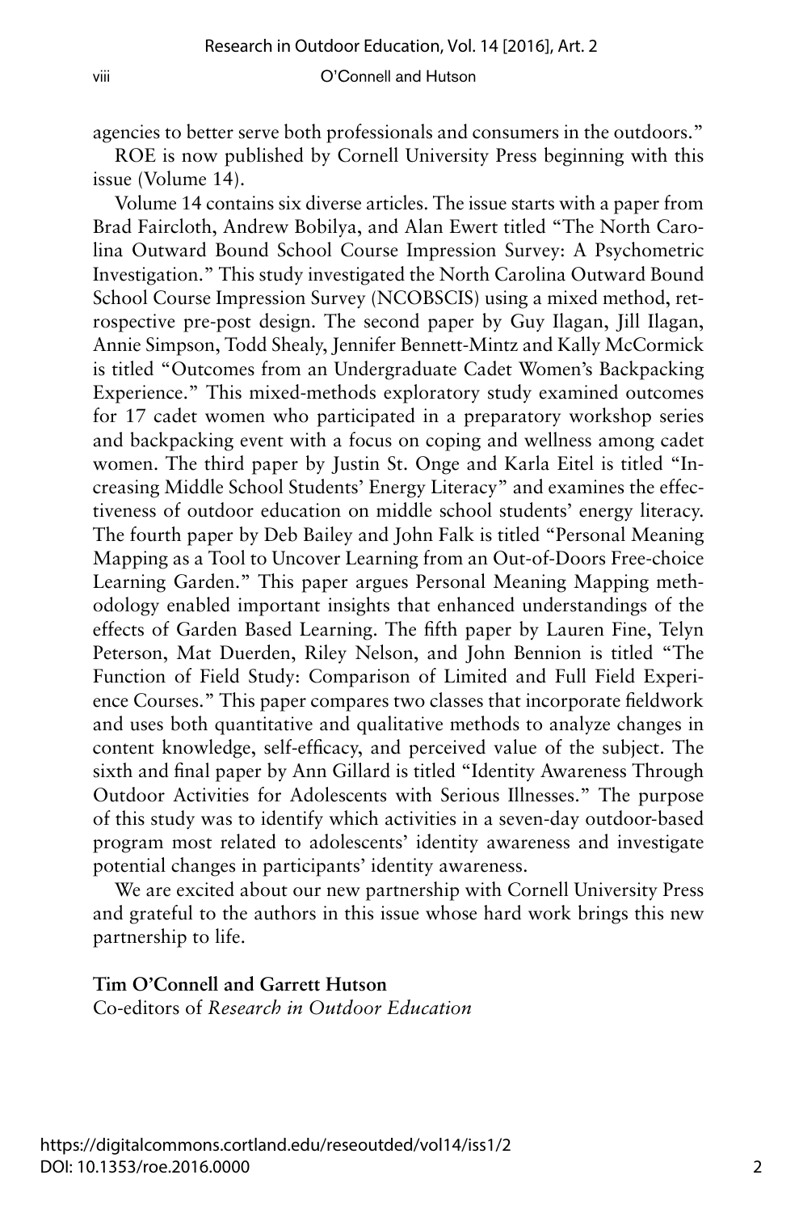agencies to better serve both professionals and consumers in the outdoors."

ROE is now published by Cornell University Press beginning with this issue (Volume 14).

Volume 14 contains six diverse articles. The issue starts with a paper from Brad Faircloth, Andrew Bobilya, and Alan Ewert titled "The North Carolina Outward Bound School Course Impression Survey: A Psychometric Investigation." This study investigated the North Carolina Outward Bound School Course Impression Survey (NCOBSCIS) using a mixed method, retrospective pre-post design. The second paper by Guy Ilagan, Jill Ilagan, Annie Simpson, Todd Shealy, Jennifer Bennett-Mintz and Kally McCormick is titled "Outcomes from an Undergraduate Cadet Women's Backpacking Experience." This mixed-methods exploratory study examined outcomes for 17 cadet women who participated in a preparatory workshop series and backpacking event with a focus on coping and wellness among cadet women. The third paper by Justin St. Onge and Karla Eitel is titled "Increasing Middle School Students' Energy Literacy" and examines the effectiveness of outdoor education on middle school students' energy literacy. The fourth paper by Deb Bailey and John Falk is titled "Personal Meaning Mapping as a Tool to Uncover Learning from an Out-of-Doors Free-choice Learning Garden." This paper argues Personal Meaning Mapping methodology enabled important insights that enhanced understandings of the effects of Garden Based Learning. The fifth paper by Lauren Fine, Telyn Peterson, Mat Duerden, Riley Nelson, and John Bennion is titled "The Function of Field Study: Comparison of Limited and Full Field Experience Courses." This paper compares two classes that incorporate fieldwork and uses both quantitative and qualitative methods to analyze changes in content knowledge, self-efficacy, and perceived value of the subject. The sixth and final paper by Ann Gillard is titled "Identity Awareness Through Outdoor Activities for Adolescents with Serious Illnesses." The purpose of this study was to identify which activities in a seven-day outdoor-based program most related to adolescents' identity awareness and investigate potential changes in participants' identity awareness.

We are excited about our new partnership with Cornell University Press and grateful to the authors in this issue whose hard work brings this new partnership to life.

**Tim O'Connell and Garrett Hutson**
Co-editors of *Research in Outdoor Education*